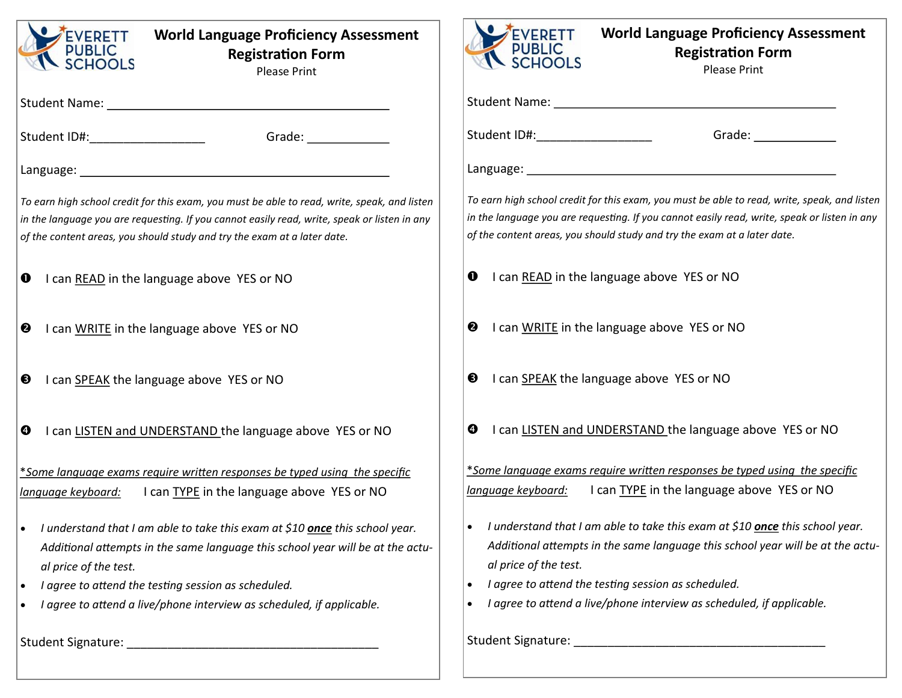EVERETT PUBLIC SCHOOLS

# World Language Proficiency Assessment Registration Form

Please Print

Student Name: ___________________________________________

Student ID#:_________________ Grade: ____________

Language: _____________________________________________

*To earn high school credit for this exam, you must be able to read, write, speak, and listen in the language you are requesting. If you cannot easily read, write, speak or listen in any of the content areas, you should study and try the exam at a later date.*

❶ I can <u>READ</u> in the language above YES or NO

❷ I can <u>WRITE</u> in the language above YES or NO

❸ I can <u>SPEAK</u> the language above YES or NO

❹ I can <u>LISTEN and UNDERSTAND</u> the language above YES or NO

*<u>*Some language exams require written responses be typed using the specific language keyboard:</u>* I can <u>TYPE</u> in the language above YES or NO

- *I understand that I am able to take this exam at $10 **<u>once</u>** this school year. Additional attempts in the same language this school year will be at the actual price of the test.*
- *I agree to attend the testing session as scheduled.*
- *I agree to attend a live/phone interview as scheduled, if applicable.*

Student Signature: ______________________________________

---

EVERETT PUBLIC SCHOOLS

# World Language Proficiency Assessment Registration Form

Please Print

Student Name: ___________________________________________

Student ID#:_________________ Grade: ____________

Language: _____________________________________________

*To earn high school credit for this exam, you must be able to read, write, speak, and listen in the language you are requesting. If you cannot easily read, write, speak or listen in any of the content areas, you should study and try the exam at a later date.*

❶ I can <u>READ</u> in the language above YES or NO

❷ I can <u>WRITE</u> in the language above YES or NO

❸ I can <u>SPEAK</u> the language above YES or NO

❹ I can <u>LISTEN and UNDERSTAND</u> the language above YES or NO

*<u>*Some language exams require written responses be typed using the specific language keyboard:</u>* I can <u>TYPE</u> in the language above YES or NO

- *I understand that I am able to take this exam at $10 **<u>once</u>** this school year. Additional attempts in the same language this school year will be at the actual price of the test.*
- *I agree to attend the testing session as scheduled.*
- *I agree to attend a live/phone interview as scheduled, if applicable.*

Student Signature: ______________________________________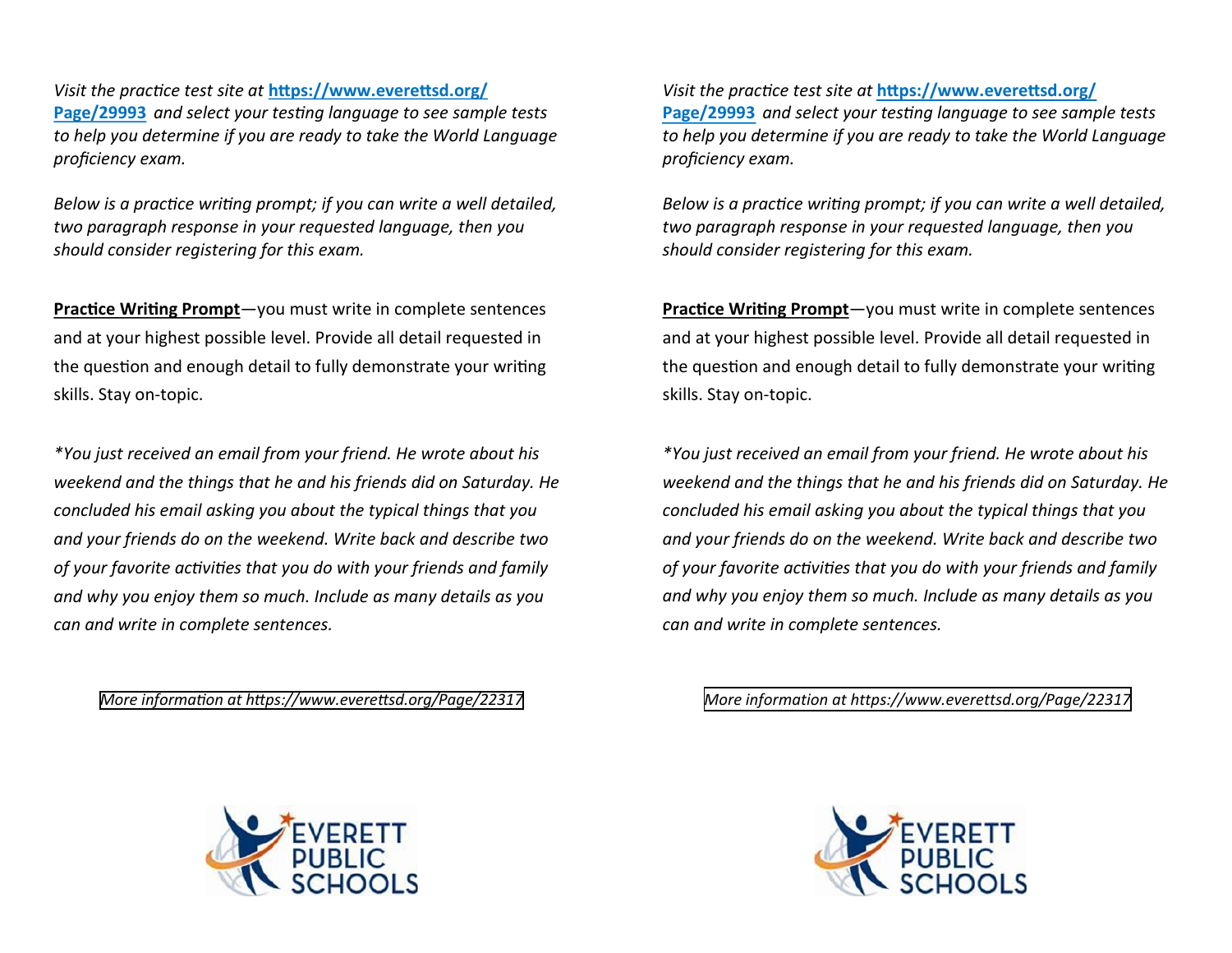*Visit the practice test site at* **[https://www.everettsd.org/Page/29993](https://www.everettsd.org/Page/29993)** *and select your testing language to see sample tests to help you determine if you are ready to take the World Language proficiency exam.*

*Below is a practice writing prompt; if you can write a well detailed, two paragraph response in your requested language, then you should consider registering for this exam.*

**Practice Writing Prompt**—you must write in complete sentences and at your highest possible level. Provide all detail requested in the question and enough detail to fully demonstrate your writing skills. Stay on-topic.

**You just received an email from your friend. He wrote about his weekend and the things that he and his friends did on Saturday. He concluded his email asking you about the typical things that you and your friends do on the weekend. Write back and describe two of your favorite activities that you do with your friends and family and why you enjoy them so much. Include as many details as you can and write in complete sentences.*

*More information at https://www.everettsd.org/Page/22317*

*Visit the practice test site at* **[https://www.everettsd.org/Page/29993](https://www.everettsd.org/Page/29993)** *and select your testing language to see sample tests to help you determine if you are ready to take the World Language proficiency exam.*

*Below is a practice writing prompt; if you can write a well detailed, two paragraph response in your requested language, then you should consider registering for this exam.*

**Practice Writing Prompt**—you must write in complete sentences and at your highest possible level. Provide all detail requested in the question and enough detail to fully demonstrate your writing skills. Stay on-topic.

**You just received an email from your friend. He wrote about his weekend and the things that he and his friends did on Saturday. He concluded his email asking you about the typical things that you and your friends do on the weekend. Write back and describe two of your favorite activities that you do with your friends and family and why you enjoy them so much. Include as many details as you can and write in complete sentences.*

*More information at https://www.everettsd.org/Page/22317*